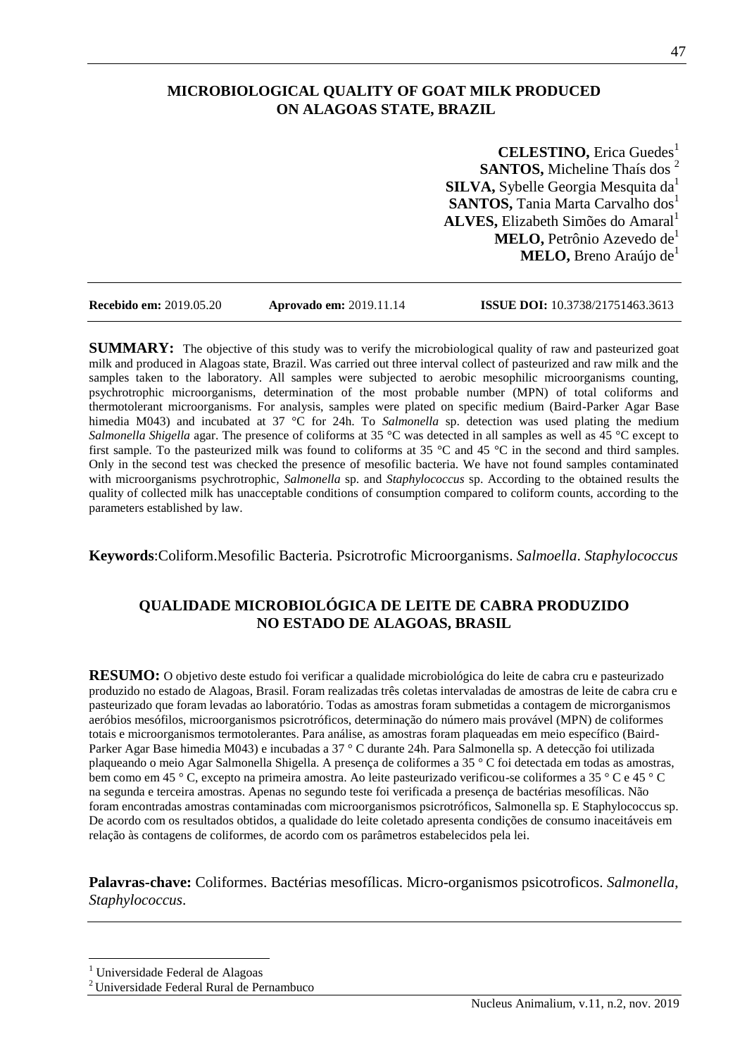# MICROBIOLOGICAL QUALITY OF GOAT MILK PRODUCED ON ALAGOAS STATE, BRAZIL

**CELESTINO,** Erica Guedes[1]
**SANTOS,** Micheline Thaís dos [2]
**SILVA,** Sybelle Georgia Mesquita da[1]
**SANTOS,** Tania Marta Carvalho dos[1]
**ALVES,** Elizabeth Simões do Amaral[1]
**MELO,** Petrônio Azevedo de[1]
**MELO,** Breno Araújo de[1]

**Recebido em:** 2019.05.20 **Aprovado em:** 2019.11.14 **ISSUE DOI:** 10.3738/21751463.3613

**SUMMARY:** The objective of this study was to verify the microbiological quality of raw and pasteurized goat milk and produced in Alagoas state, Brazil. Was carried out three interval collect of pasteurized and raw milk and the samples taken to the laboratory. All samples were subjected to aerobic mesophilic microorganisms counting, psychrotrophic microorganisms, determination of the most probable number (MPN) of total coliforms and thermotolerant microorganisms. For analysis, samples were plated on specific medium (Baird-Parker Agar Base himedia M043) and incubated at 37 °C for 24h. To *Salmonella* sp. detection was used plating the medium *Salmonella Shigella* agar. The presence of coliforms at 35 °C was detected in all samples as well as 45 °C except to first sample. To the pasteurized milk was found to coliforms at 35 °C and 45 °C in the second and third samples. Only in the second test was checked the presence of mesofilic bacteria. We have not found samples contaminated with microorganisms psychrotrophic, *Salmonella* sp. and *Staphylococcus* sp. According to the obtained results the quality of collected milk has unacceptable conditions of consumption compared to coliform counts, according to the parameters established by law.

**Keywords**:Coliform.Mesofilic Bacteria. Psicrotrofic Microorganisms. *Salmoella*. *Staphylococcus*

# QUALIDADE MICROBIOLÓGICA DE LEITE DE CABRA PRODUZIDO NO ESTADO DE ALAGOAS, BRASIL

**RESUMO:** O objetivo deste estudo foi verificar a qualidade microbiológica do leite de cabra cru e pasteurizado produzido no estado de Alagoas, Brasil. Foram realizadas três coletas intervaladas de amostras de leite de cabra cru e pasteurizado que foram levadas ao laboratório. Todas as amostras foram submetidas a contagem de microrganismos aeróbios mesófilos, microorganismos psicrotróficos, determinação do número mais provável (MPN) de coliformes totais e microorganismos termotolerantes. Para análise, as amostras foram plaqueadas em meio específico (Baird-Parker Agar Base himedia M043) e incubadas a 37 ° C durante 24h. Para Salmonella sp. A detecção foi utilizada plaqueando o meio Agar Salmonella Shigella. A presença de coliformes a 35 ° C foi detectada em todas as amostras, bem como em 45 ° C, excepto na primeira amostra. Ao leite pasteurizado verificou-se coliformes a 35 ° C e 45 ° C na segunda e terceira amostras. Apenas no segundo teste foi verificada a presença de bactérias mesofílicas. Não foram encontradas amostras contaminadas com microorganismos psicrotróficos, Salmonella sp. E Staphylococcus sp. De acordo com os resultados obtidos, a qualidade do leite coletado apresenta condições de consumo inaceitáveis em relação às contagens de coliformes, de acordo com os parâmetros estabelecidos pela lei.

**Palavras-chave:** Coliformes. Bactérias mesofílicas. Micro-organismos psicotroficos. *Salmonella*, *Staphylococcus*.

---

[1] Universidade Federal de Alagoas
[2] Universidade Federal Rural de Pernambuco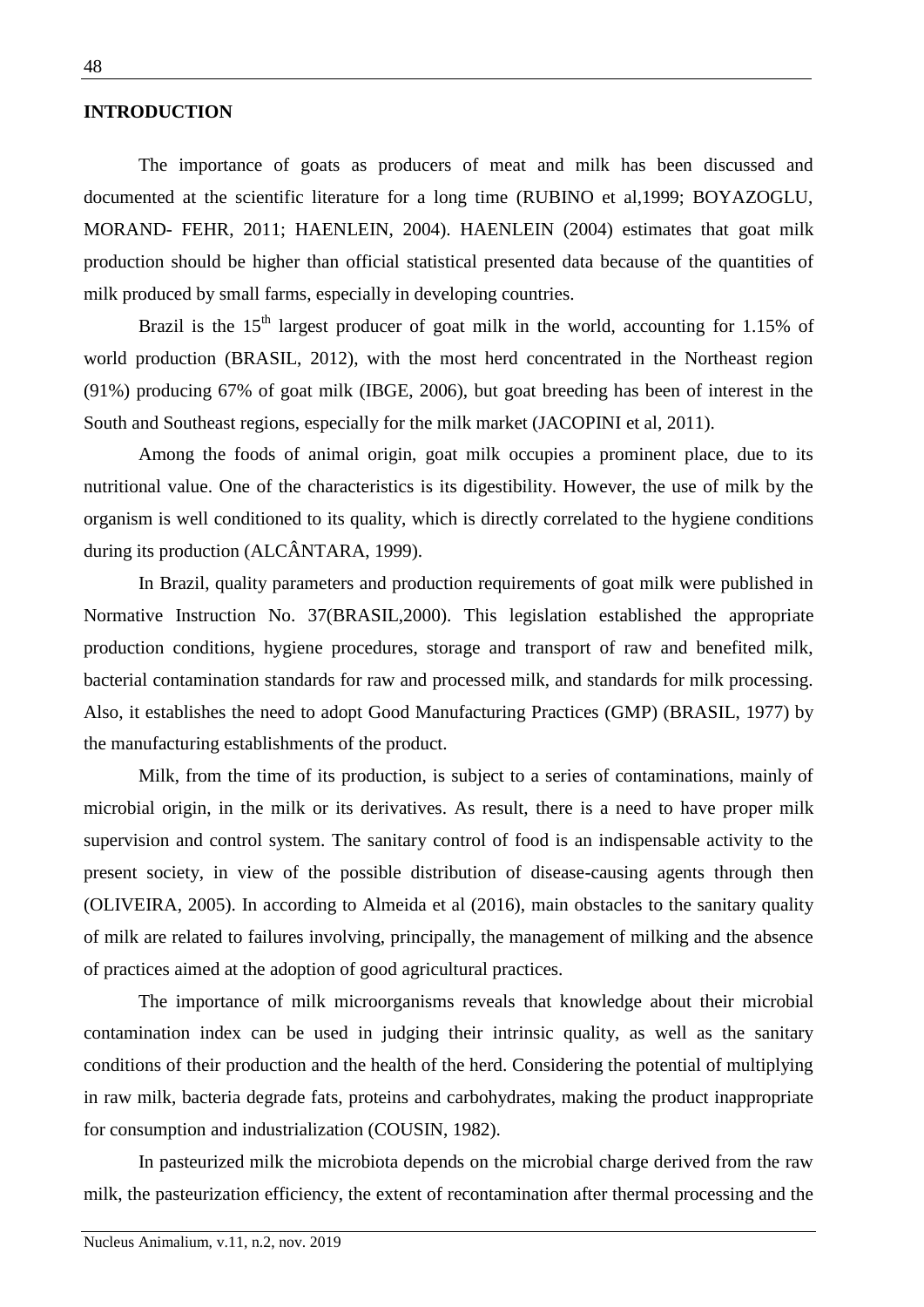## INTRODUCTION

The importance of goats as producers of meat and milk has been discussed and documented at the scientific literature for a long time (RUBINO et al,1999; BOYAZOGLU, MORAND- FEHR, 2011; HAENLEIN, 2004). HAENLEIN (2004) estimates that goat milk production should be higher than official statistical presented data because of the quantities of milk produced by small farms, especially in developing countries.

Brazil is the 15$^{th}$ largest producer of goat milk in the world, accounting for 1.15% of world production (BRASIL, 2012), with the most herd concentrated in the Northeast region (91%) producing 67% of goat milk (IBGE, 2006), but goat breeding has been of interest in the South and Southeast regions, especially for the milk market (JACOPINI et al, 2011).

Among the foods of animal origin, goat milk occupies a prominent place, due to its nutritional value. One of the characteristics is its digestibility. However, the use of milk by the organism is well conditioned to its quality, which is directly correlated to the hygiene conditions during its production (ALCÂNTARA, 1999).

In Brazil, quality parameters and production requirements of goat milk were published in Normative Instruction No. 37(BRASIL,2000). This legislation established the appropriate production conditions, hygiene procedures, storage and transport of raw and benefited milk, bacterial contamination standards for raw and processed milk, and standards for milk processing. Also, it establishes the need to adopt Good Manufacturing Practices (GMP) (BRASIL, 1977) by the manufacturing establishments of the product.

Milk, from the time of its production, is subject to a series of contaminations, mainly of microbial origin, in the milk or its derivatives. As result, there is a need to have proper milk supervision and control system. The sanitary control of food is an indispensable activity to the present society, in view of the possible distribution of disease-causing agents through then (OLIVEIRA, 2005). In according to Almeida et al (2016), main obstacles to the sanitary quality of milk are related to failures involving, principally, the management of milking and the absence of practices aimed at the adoption of good agricultural practices.

The importance of milk microorganisms reveals that knowledge about their microbial contamination index can be used in judging their intrinsic quality, as well as the sanitary conditions of their production and the health of the herd. Considering the potential of multiplying in raw milk, bacteria degrade fats, proteins and carbohydrates, making the product inappropriate for consumption and industrialization (COUSIN, 1982).

In pasteurized milk the microbiota depends on the microbial charge derived from the raw milk, the pasteurization efficiency, the extent of recontamination after thermal processing and the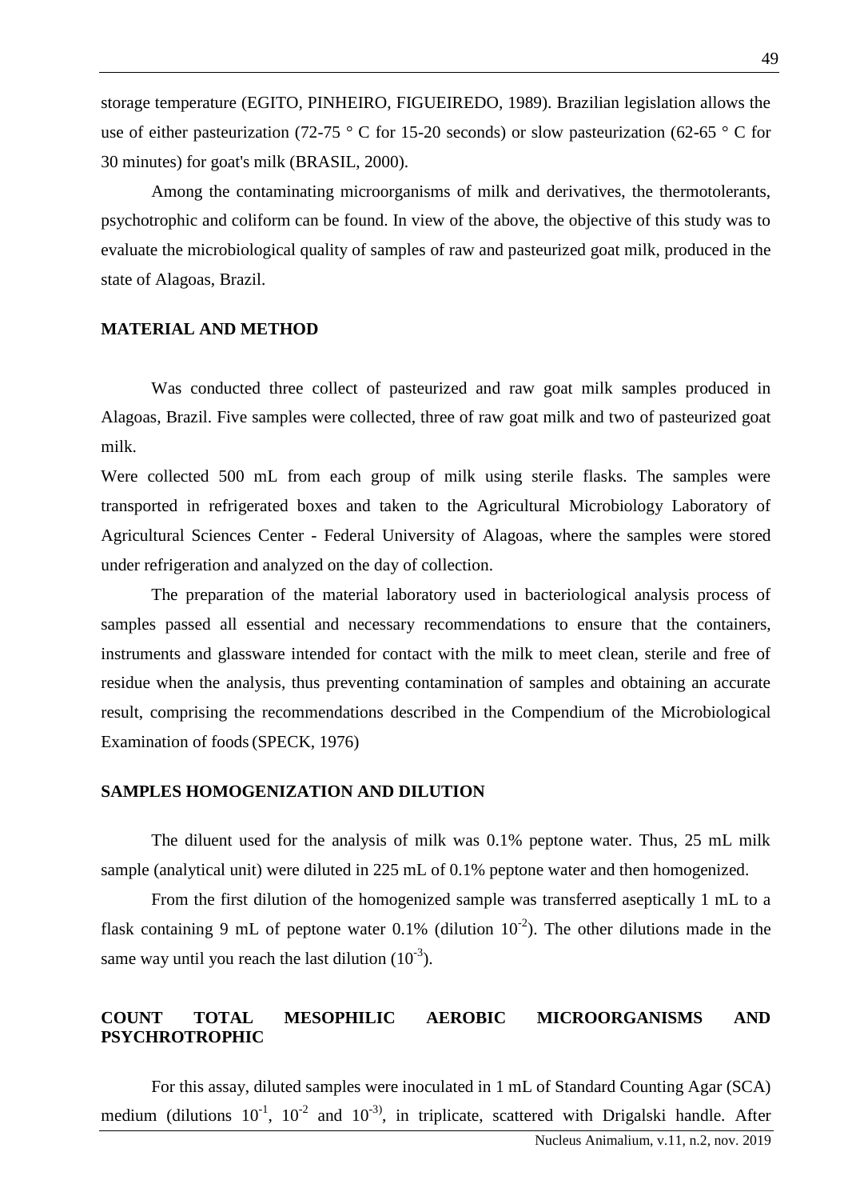storage temperature (EGITO, PINHEIRO, FIGUEIREDO, 1989). Brazilian legislation allows the use of either pasteurization (72-75 ° C for 15-20 seconds) or slow pasteurization (62-65 ° C for 30 minutes) for goat's milk (BRASIL, 2000).

Among the contaminating microorganisms of milk and derivatives, the thermotolerants, psychotrophic and coliform can be found. In view of the above, the objective of this study was to evaluate the microbiological quality of samples of raw and pasteurized goat milk, produced in the state of Alagoas, Brazil.

## MATERIAL AND METHOD

Was conducted three collect of pasteurized and raw goat milk samples produced in Alagoas, Brazil. Five samples were collected, three of raw goat milk and two of pasteurized goat milk.

Were collected 500 mL from each group of milk using sterile flasks. The samples were transported in refrigerated boxes and taken to the Agricultural Microbiology Laboratory of Agricultural Sciences Center - Federal University of Alagoas, where the samples were stored under refrigeration and analyzed on the day of collection.

The preparation of the material laboratory used in bacteriological analysis process of samples passed all essential and necessary recommendations to ensure that the containers, instruments and glassware intended for contact with the milk to meet clean, sterile and free of residue when the analysis, thus preventing contamination of samples and obtaining an accurate result, comprising the recommendations described in the Compendium of the Microbiological Examination of foods (SPECK, 1976)

## SAMPLES HOMOGENIZATION AND DILUTION

The diluent used for the analysis of milk was 0.1% peptone water. Thus, 25 mL milk sample (analytical unit) were diluted in 225 mL of 0.1% peptone water and then homogenized.

From the first dilution of the homogenized sample was transferred aseptically 1 mL to a flask containing 9 mL of peptone water 0.1% (dilution $10^{-2}$). The other dilutions made in the same way until you reach the last dilution ($10^{-3}$).

## COUNT TOTAL MESOPHILIC AEROBIC MICROORGANISMS AND PSYCHROTROPHIC

For this assay, diluted samples were inoculated in 1 mL of Standard Counting Agar (SCA) medium (dilutions $10^{-1}$, $10^{-2}$ and $10^{-3}$), in triplicate, scattered with Drigalski handle. After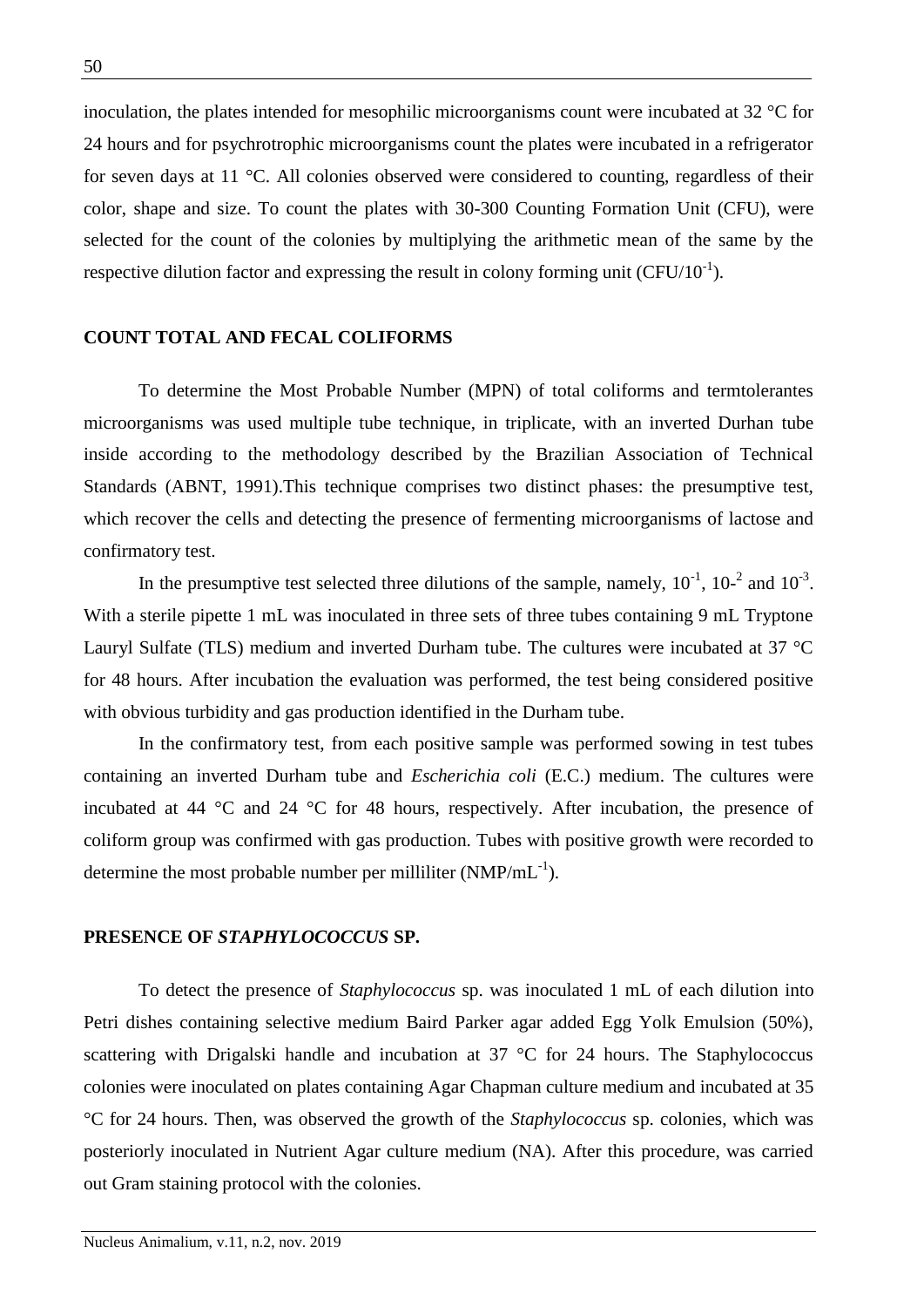inoculation, the plates intended for mesophilic microorganisms count were incubated at 32 °C for 24 hours and for psychrotrophic microorganisms count the plates were incubated in a refrigerator for seven days at 11 °C. All colonies observed were considered to counting, regardless of their color, shape and size. To count the plates with 30-300 Counting Formation Unit (CFU), were selected for the count of the colonies by multiplying the arithmetic mean of the same by the respective dilution factor and expressing the result in colony forming unit (CFU/$10^{-1}$).

## COUNT TOTAL AND FECAL COLIFORMS

To determine the Most Probable Number (MPN) of total coliforms and termtolerantes microorganisms was used multiple tube technique, in triplicate, with an inverted Durhan tube inside according to the methodology described by the Brazilian Association of Technical Standards (ABNT, 1991).This technique comprises two distinct phases: the presumptive test, which recover the cells and detecting the presence of fermenting microorganisms of lactose and confirmatory test.

In the presumptive test selected three dilutions of the sample, namely, $10^{-1}$, 10-$^{2}$ and $10^{-3}$. With a sterile pipette 1 mL was inoculated in three sets of three tubes containing 9 mL Tryptone Lauryl Sulfate (TLS) medium and inverted Durham tube. The cultures were incubated at 37 °C for 48 hours. After incubation the evaluation was performed, the test being considered positive with obvious turbidity and gas production identified in the Durham tube.

In the confirmatory test, from each positive sample was performed sowing in test tubes containing an inverted Durham tube and *Escherichia coli* (E.C.) medium. The cultures were incubated at 44 °C and 24 °C for 48 hours, respectively. After incubation, the presence of coliform group was confirmed with gas production. Tubes with positive growth were recorded to determine the most probable number per milliliter (NMP/$mL^{-1}$).

## PRESENCE OF *STAPHYLOCOCCUS* SP.

To detect the presence of *Staphylococcus* sp. was inoculated 1 mL of each dilution into Petri dishes containing selective medium Baird Parker agar added Egg Yolk Emulsion (50%), scattering with Drigalski handle and incubation at 37 °C for 24 hours. The Staphylococcus colonies were inoculated on plates containing Agar Chapman culture medium and incubated at 35 °C for 24 hours. Then, was observed the growth of the *Staphylococcus* sp. colonies, which was posteriorly inoculated in Nutrient Agar culture medium (NA). After this procedure, was carried out Gram staining protocol with the colonies.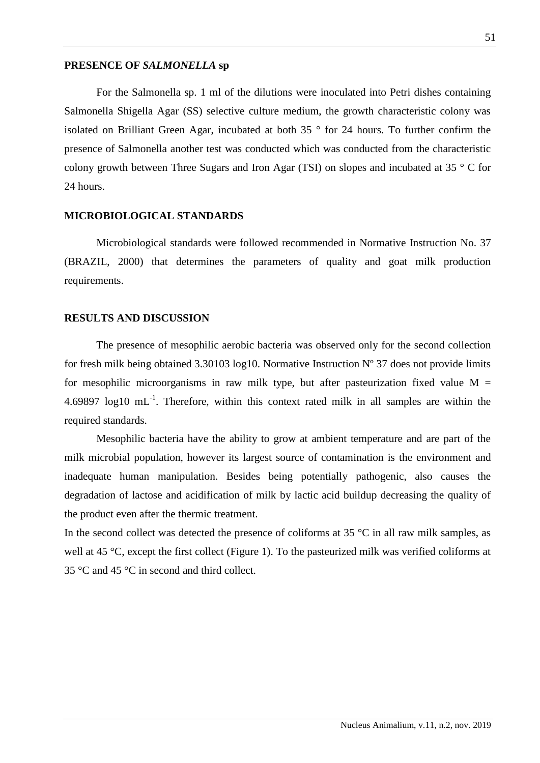## PRESENCE OF *SALMONELLA* sp

For the Salmonella sp. 1 ml of the dilutions were inoculated into Petri dishes containing Salmonella Shigella Agar (SS) selective culture medium, the growth characteristic colony was isolated on Brilliant Green Agar, incubated at both 35 ° for 24 hours. To further confirm the presence of Salmonella another test was conducted which was conducted from the characteristic colony growth between Three Sugars and Iron Agar (TSI) on slopes and incubated at 35 ° C for 24 hours.

## MICROBIOLOGICAL STANDARDS

Microbiological standards were followed recommended in Normative Instruction No. 37 (BRAZIL, 2000) that determines the parameters of quality and goat milk production requirements.

## RESULTS AND DISCUSSION

The presence of mesophilic aerobic bacteria was observed only for the second collection for fresh milk being obtained 3.30103 log10. Normative Instruction Nº 37 does not provide limits for mesophilic microorganisms in raw milk type, but after pasteurization fixed value M = 4.69897 log10 $mL^{-1}$. Therefore, within this context rated milk in all samples are within the required standards.

Mesophilic bacteria have the ability to grow at ambient temperature and are part of the milk microbial population, however its largest source of contamination is the environment and inadequate human manipulation. Besides being potentially pathogenic, also causes the degradation of lactose and acidification of milk by lactic acid buildup decreasing the quality of the product even after the thermic treatment.

In the second collect was detected the presence of coliforms at 35 °C in all raw milk samples, as well at 45 °C, except the first collect (Figure 1). To the pasteurized milk was verified coliforms at 35 °C and 45 °C in second and third collect.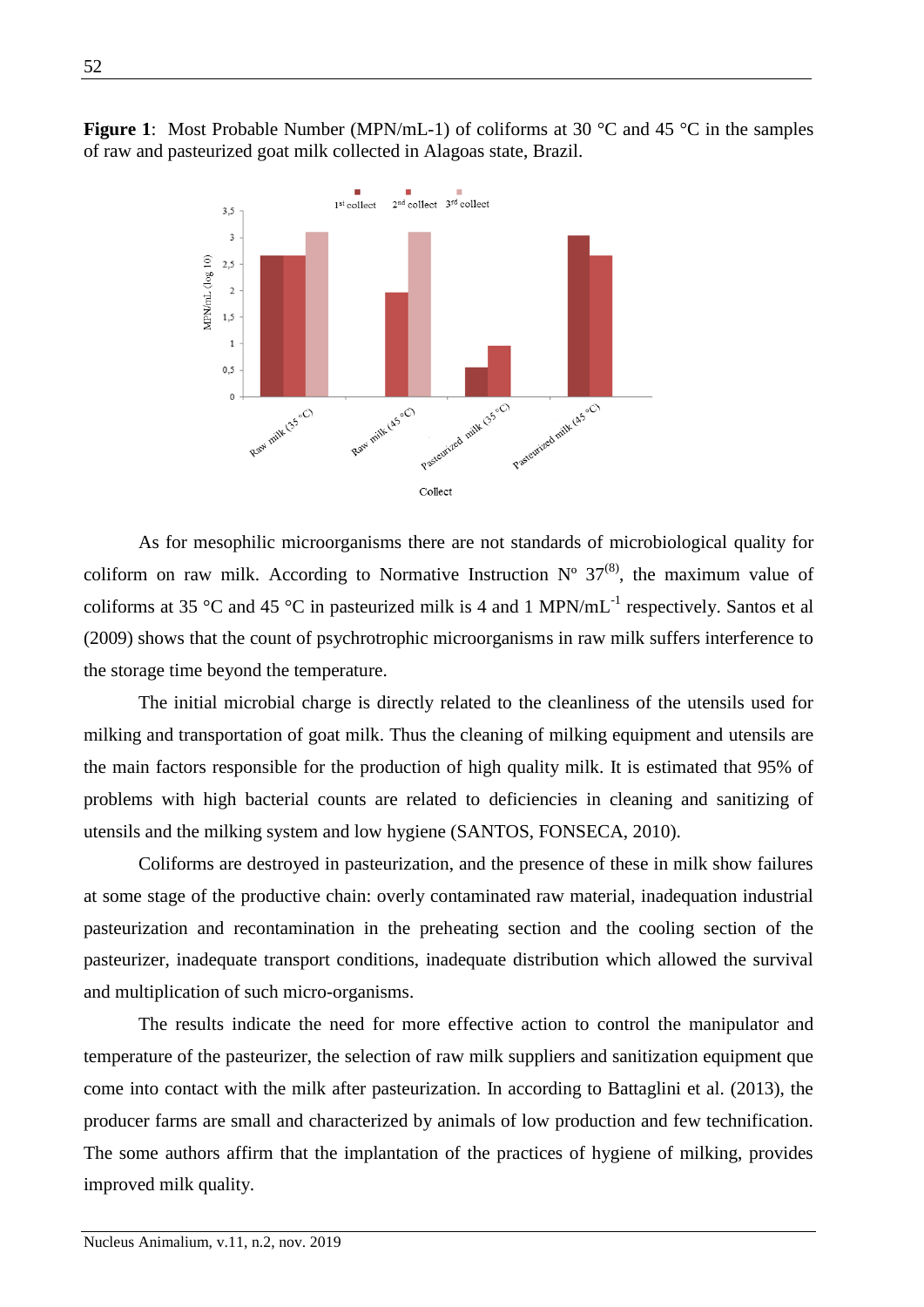**Figure 1**: Most Probable Number (MPN/mL-1) of coliforms at 30 °C and 45 °C in the samples of raw and pasteurized goat milk collected in Alagoas state, Brazil.

As for mesophilic microorganisms there are not standards of microbiological quality for coliform on raw milk. According to Normative Instruction Nº 37[8], the maximum value of coliforms at 35 °C and 45 °C in pasteurized milk is 4 and 1 MPN/mL$^{-1}$ respectively. Santos et al (2009) shows that the count of psychrotrophic microorganisms in raw milk suffers interference to the storage time beyond the temperature.

The initial microbial charge is directly related to the cleanliness of the utensils used for milking and transportation of goat milk. Thus the cleaning of milking equipment and utensils are the main factors responsible for the production of high quality milk. It is estimated that 95% of problems with high bacterial counts are related to deficiencies in cleaning and sanitizing of utensils and the milking system and low hygiene (SANTOS, FONSECA, 2010).

Coliforms are destroyed in pasteurization, and the presence of these in milk show failures at some stage of the productive chain: overly contaminated raw material, inadequation industrial pasteurization and recontamination in the preheating section and the cooling section of the pasteurizer, inadequate transport conditions, inadequate distribution which allowed the survival and multiplication of such micro-organisms.

The results indicate the need for more effective action to control the manipulator and temperature of the pasteurizer, the selection of raw milk suppliers and sanitization equipment que come into contact with the milk after pasteurization. In according to Battaglini et al. (2013), the producer farms are small and characterized by animals of low production and few technification. The some authors affirm that the implantation of the practices of hygiene of milking, provides improved milk quality.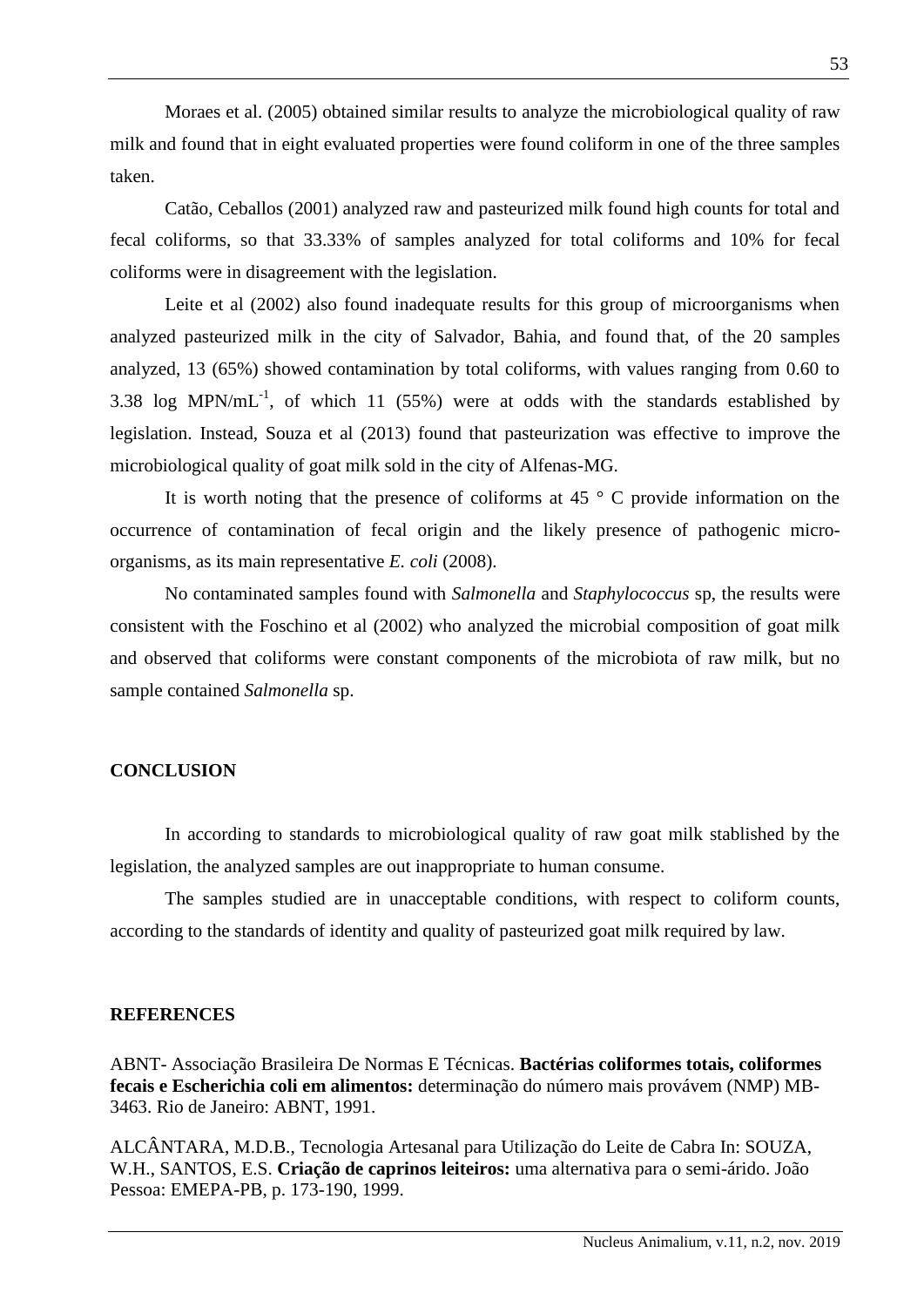Moraes et al. (2005) obtained similar results to analyze the microbiological quality of raw milk and found that in eight evaluated properties were found coliform in one of the three samples taken.

Catão, Ceballos (2001) analyzed raw and pasteurized milk found high counts for total and fecal coliforms, so that 33.33% of samples analyzed for total coliforms and 10% for fecal coliforms were in disagreement with the legislation.

Leite et al (2002) also found inadequate results for this group of microorganisms when analyzed pasteurized milk in the city of Salvador, Bahia, and found that, of the 20 samples analyzed, 13 (65%) showed contamination by total coliforms, with values ranging from 0.60 to 3.38 log $MPN/mL^{-1}$, of which 11 (55%) were at odds with the standards established by legislation. Instead, Souza et al (2013) found that pasteurization was effective to improve the microbiological quality of goat milk sold in the city of Alfenas-MG.

It is worth noting that the presence of coliforms at 45 ° C provide information on the occurrence of contamination of fecal origin and the likely presence of pathogenic micro-organisms, as its main representative *E. coli* (2008).

No contaminated samples found with *Salmonella* and *Staphylococcus* sp, the results were consistent with the Foschino et al (2002) who analyzed the microbial composition of goat milk and observed that coliforms were constant components of the microbiota of raw milk, but no sample contained *Salmonella* sp.

## CONCLUSION

In according to standards to microbiological quality of raw goat milk stablished by the legislation, the analyzed samples are out inappropriate to human consume.

The samples studied are in unacceptable conditions, with respect to coliform counts, according to the standards of identity and quality of pasteurized goat milk required by law.

## REFERENCES

ABNT- Associação Brasileira De Normas E Técnicas. **Bactérias coliformes totais, coliformes fecais e Escherichia coli em alimentos:** determinação do número mais provávem (NMP) MB-3463. Rio de Janeiro: ABNT, 1991.

ALCÂNTARA, M.D.B., Tecnologia Artesanal para Utilização do Leite de Cabra In: SOUZA, W.H., SANTOS, E.S. **Criação de caprinos leiteiros:** uma alternativa para o semi-árido. João Pessoa: EMEPA-PB, p. 173-190, 1999.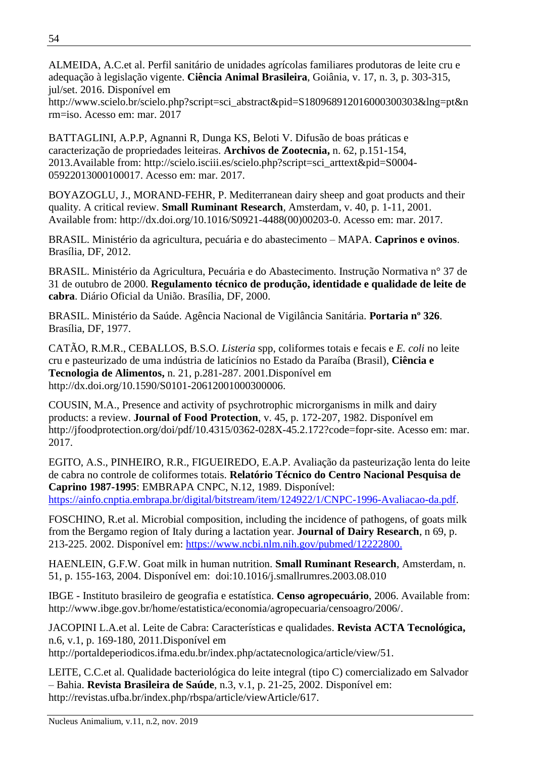ALMEIDA, A.C.et al. Perfil sanitário de unidades agrícolas familiares produtoras de leite cru e adequação à legislação vigente. **Ciência Animal Brasileira**, Goiânia, v. 17, n. 3, p. 303-315, jul/set. 2016. Disponível em http://www.scielo.br/scielo.php?script=sci_abstract&pid=S180968912016000300303&lng=pt&nrm=iso. Acesso em: mar. 2017

BATTAGLINI, A.P.P, Agnanni R, Dunga KS, Beloti V. Difusão de boas práticas e caracterização de propriedades leiteiras. **Archivos de Zootecnia,** n. 62, p.151-154, 2013.Available from: http://scielo.isciii.es/scielo.php?script=sci_arttext&pid=S0004-05922013000100017. Acesso em: mar. 2017.

BOYAZOGLU, J., MORAND-FEHR, P. Mediterranean dairy sheep and goat products and their quality. A critical review. **Small Ruminant Research**, Amsterdam, v. 40, p. 1-11, 2001. Available from: http://dx.doi.org/10.1016/S0921-4488(00)00203-0. Acesso em: mar. 2017.

BRASIL. Ministério da agricultura, pecuária e do abastecimento – MAPA. **Caprinos e ovinos**. Brasília, DF, 2012.

BRASIL. Ministério da Agricultura, Pecuária e do Abastecimento. Instrução Normativa n° 37 de 31 de outubro de 2000. **Regulamento técnico de produção, identidade e qualidade de leite de cabra**. Diário Oficial da União. Brasília, DF, 2000.

BRASIL. Ministério da Saúde. Agência Nacional de Vigilância Sanitária. **Portaria nº 326**. Brasília, DF, 1977.

CATÃO, R.M.R., CEBALLOS, B.S.O. *Listeria* spp, coliformes totais e fecais e *E. coli* no leite cru e pasteurizado de uma indústria de laticínios no Estado da Paraíba (Brasil), **Ciência e Tecnologia de Alimentos,** n. 21, p.281-287. 2001.Disponível em http://dx.doi.org/10.1590/S0101-20612001000300006.

COUSIN, M.A., Presence and activity of psychrotrophic micrmasorganisms in milk and dairy products: a review. **Journal of Food Protection**, v. 45, p. 172-207, 1982. Disponível em http://jfoodprotection.org/doi/pdf/10.4315/0362-028X-45.2.172?code=fopr-site. Acesso em: mar. 2017.

EGITO, A.S., PINHEIRO, R.R., FIGUEIREDO, E.A.P. Avaliação da pasteurização lenta do leite de cabra no controle de coliformes totais. **Relatório Técnico do Centro Nacional Pesquisa de Caprino 1987-1995**: EMBRAPA CNPC, N.12, 1989. Disponível: https://ainfo.cnptia.embrapa.br/digital/bitstream/item/124922/1/CNPC-1996-Avaliacao-da.pdf.

FOSCHINO, R.et al. Microbial composition, including the incidence of pathogens, of goats milk from the Bergamo region of Italy during a lactation year. **Journal of Dairy Research**, n 69, p. 213-225. 2002. Disponível em: https://www.ncbi.nlm.nih.gov/pubmed/12222800.

HAENLEIN, G.F.W. Goat milk in human nutrition. **Small Ruminant Research**, Amsterdam, n. 51, p. 155-163, 2004. Disponível em: doi:10.1016/j.smallrumres.2003.08.010

IBGE - Instituto brasileiro de geografia e estatística. **Censo agropecuário**, 2006. Available from: http://www.ibge.gov.br/home/estatistica/economia/agropecuaria/censoagro/2006/.

JACOPINI L.A.et al. Leite de Cabra: Características e qualidades. **Revista ACTA Tecnológica,** n.6, v.1, p. 169-180, 2011.Disponível em http://portaldeperiodicos.ifma.edu.br/index.php/actatecnologica/article/view/51.

LEITE, C.C.et al. Qualidade bacteriológica do leite integral (tipo C) comercializado em Salvador – Bahia. **Revista Brasileira de Saúde**, n.3, v.1, p. 21-25, 2002. Disponível em: http://revistas.ufba.br/index.php/rbspa/article/viewArticle/617.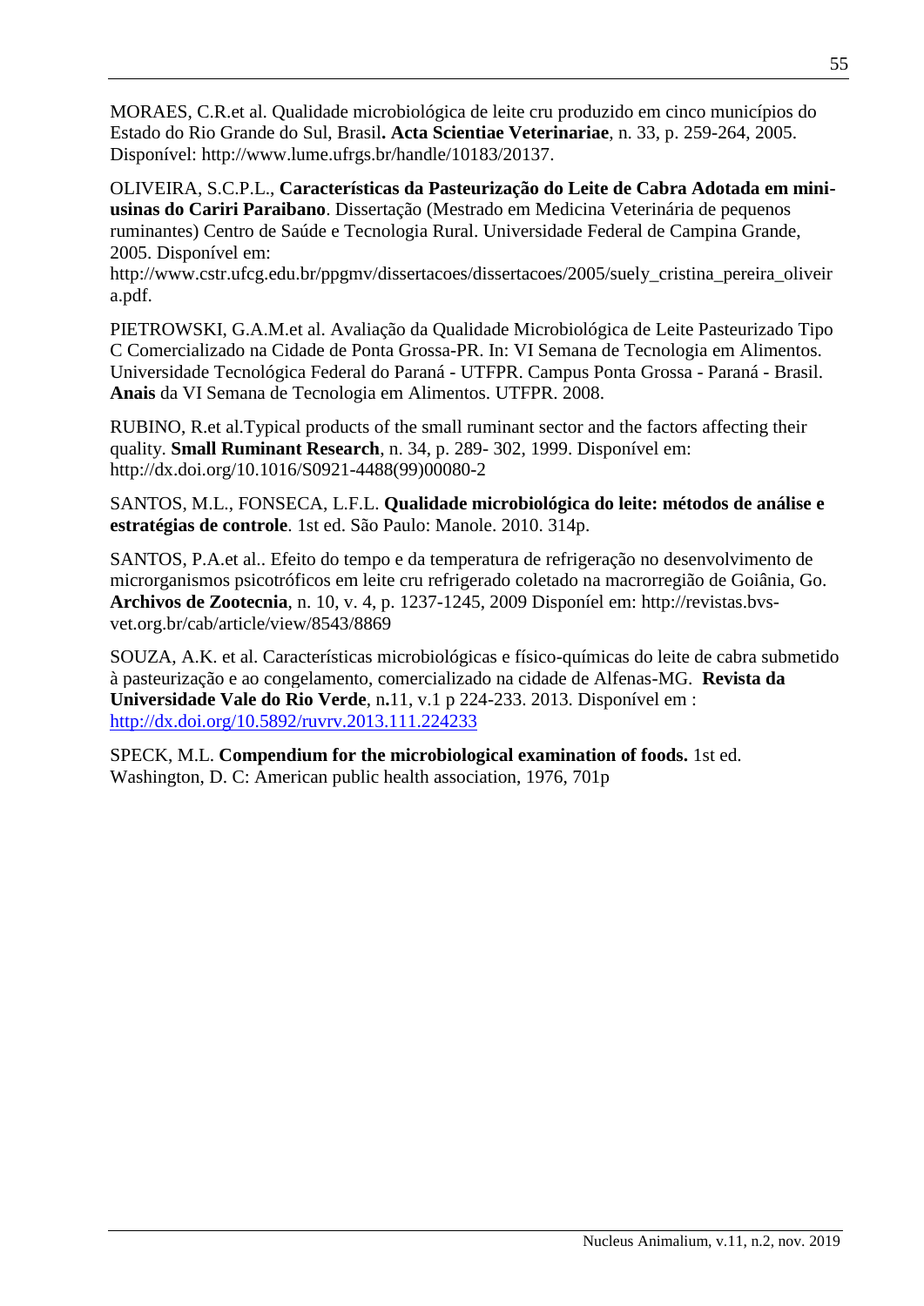MORAES, C.R.et al. Qualidade microbiológica de leite cru produzido em cinco municípios do Estado do Rio Grande do Sul, Brasil**. Acta Scientiae Veterinariae**, n. 33, p. 259-264, 2005. Disponível: http://www.lume.ufrgs.br/handle/10183/20137.

OLIVEIRA, S.C.P.L., **Características da Pasteurização do Leite de Cabra Adotada em mini-usinas do Cariri Paraibano**. Dissertação (Mestrado em Medicina Veterinária de pequenos ruminantes) Centro de Saúde e Tecnologia Rural. Universidade Federal de Campina Grande, 2005. Disponível em: http://www.cstr.ufcg.edu.br/ppgmv/dissertacoes/dissertacoes/2005/suely_cristina_pereira_oliveira.pdf.

PIETROWSKI, G.A.M.et al. Avaliação da Qualidade Microbiológica de Leite Pasteurizado Tipo C Comercializado na Cidade de Ponta Grossa-PR. In: VI Semana de Tecnologia em Alimentos. Universidade Tecnológica Federal do Paraná - UTFPR. Campus Ponta Grossa - Paraná - Brasil. **Anais** da VI Semana de Tecnologia em Alimentos. UTFPR. 2008.

RUBINO, R.et al.Typical products of the small ruminant sector and the factors affecting their quality. **Small Ruminant Research**, n. 34, p. 289- 302, 1999. Disponível em: http://dx.doi.org/10.1016/S0921-4488(99)00080-2

SANTOS, M.L., FONSECA, L.F.L. **Qualidade microbiológica do leite: métodos de análise e estratégias de controle**. 1st ed. São Paulo: Manole. 2010. 314p.

SANTOS, P.A.et al.. Efeito do tempo e da temperatura de refrigeração no desenvolvimento de microrganismos psicotróficos em leite cru refrigerado coletado na macrorregião de Goiânia, Go. **Archivos de Zootecnia**, n. 10, v. 4, p. 1237-1245, 2009 Disponíel em: http://revistas.bvs-vet.org.br/cab/article/view/8543/8869

SOUZA, A.K. et al. Características microbiológicas e físico-químicas do leite de cabra submetido à pasteurização e ao congelamento, comercializado na cidade de Alfenas-MG. **Revista da Universidade Vale do Rio Verde**, n**.**11, v.1 p 224-233. 2013. Disponível em : http://dx.doi.org/10.5892/ruvrv.2013.111.224233

SPECK, M.L. **Compendium for the microbiological examination of foods.** 1st ed. Washington, D. C: American public health association, 1976, 701p